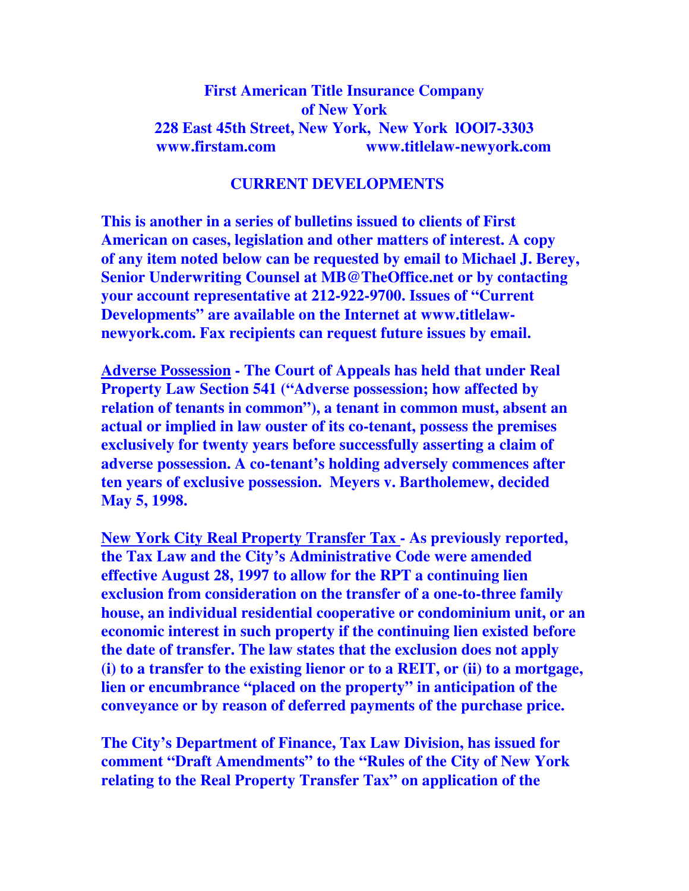# First American Title Insurance Company of New York

228 East 45th Street, New York, New York lOOl7-3303
www.firstam.com www.titlelaw-newyork.com

## CURRENT DEVELOPMENTS

**This is another in a series of bulletins issued to clients of First American on cases, legislation and other matters of interest. A copy of any item noted below can be requested by email to Michael J. Berey, Senior Underwriting Counsel at MB@TheOffice.net or by contacting your account representative at 212-922-9700. Issues of "Current Developments" are available on the Internet at www.titlelaw-newyork.com. Fax recipients can request future issues by email.**

**<u>Adverse Possession</u> - The Court of Appeals has held that under Real Property Law Section 541 ("Adverse possession; how affected by relation of tenants in common"), a tenant in common must, absent an actual or implied in law ouster of its co-tenant, possess the premises exclusively for twenty years before successfully asserting a claim of adverse possession. A co-tenant's holding adversely commences after ten years of exclusive possession. Meyers v. Bartholemew, decided May 5, 1998.**

**<u>New York City Real Property Transfer Tax</u> - As previously reported, the Tax Law and the City's Administrative Code were amended effective August 28, 1997 to allow for the RPT a continuing lien exclusion from consideration on the transfer of a one-to-three family house, an individual residential cooperative or condominium unit, or an economic interest in such property if the continuing lien existed before the date of transfer. The law states that the exclusion does not apply (i) to a transfer to the existing lienor or to a REIT, or (ii) to a mortgage, lien or encumbrance "placed on the property" in anticipation of the conveyance or by reason of deferred payments of the purchase price.**

**The City's Department of Finance, Tax Law Division, has issued for comment "Draft Amendments" to the "Rules of the City of New York relating to the Real Property Transfer Tax" on application of the**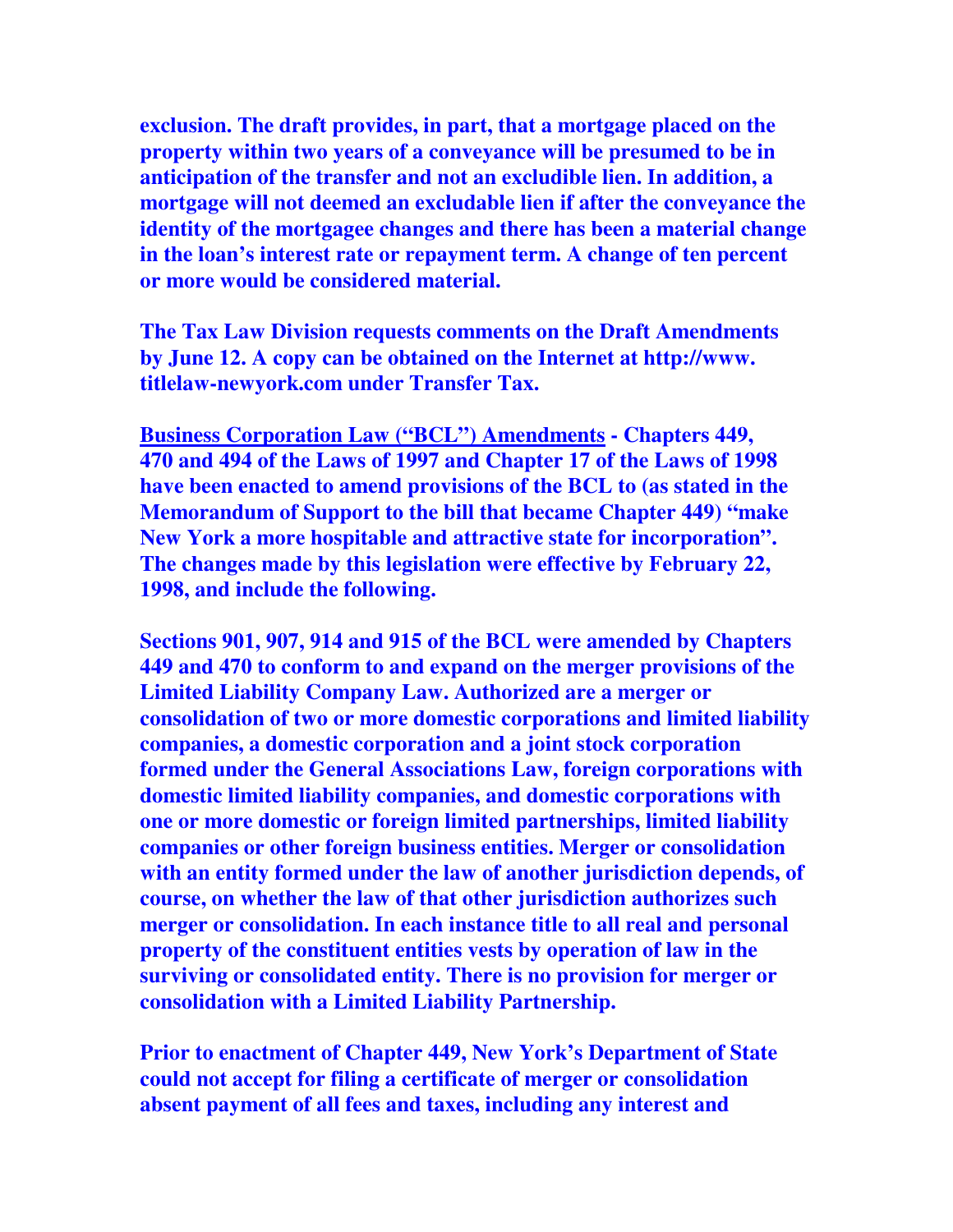**exclusion. The draft provides, in part, that a mortgage placed on the property within two years of a conveyance will be presumed to be in anticipation of the transfer and not an excludible lien. In addition, a mortgage will not deemed an excludable lien if after the conveyance the identity of the mortgagee changes and there has been a material change in the loan's interest rate or repayment term. A change of ten percent or more would be considered material.**

**The Tax Law Division requests comments on the Draft Amendments by June 12. A copy can be obtained on the Internet at http://www. titlelaw-newyork.com under Transfer Tax.**

**<u>Business Corporation Law ("BCL") Amendments</u> - Chapters 449, 470 and 494 of the Laws of 1997 and Chapter 17 of the Laws of 1998 have been enacted to amend provisions of the BCL to (as stated in the Memorandum of Support to the bill that became Chapter 449) "make New York a more hospitable and attractive state for incorporation". The changes made by this legislation were effective by February 22, 1998, and include the following.**

**Sections 901, 907, 914 and 915 of the BCL were amended by Chapters 449 and 470 to conform to and expand on the merger provisions of the Limited Liability Company Law. Authorized are a merger or consolidation of two or more domestic corporations and limited liability companies, a domestic corporation and a joint stock corporation formed under the General Associations Law, foreign corporations with domestic limited liability companies, and domestic corporations with one or more domestic or foreign limited partnerships, limited liability companies or other foreign business entities. Merger or consolidation with an entity formed under the law of another jurisdiction depends, of course, on whether the law of that other jurisdiction authorizes such merger or consolidation. In each instance title to all real and personal property of the constituent entities vests by operation of law in the surviving or consolidated entity. There is no provision for merger or consolidation with a Limited Liability Partnership.**

**Prior to enactment of Chapter 449, New York's Department of State could not accept for filing a certificate of merger or consolidation absent payment of all fees and taxes, including any interest and**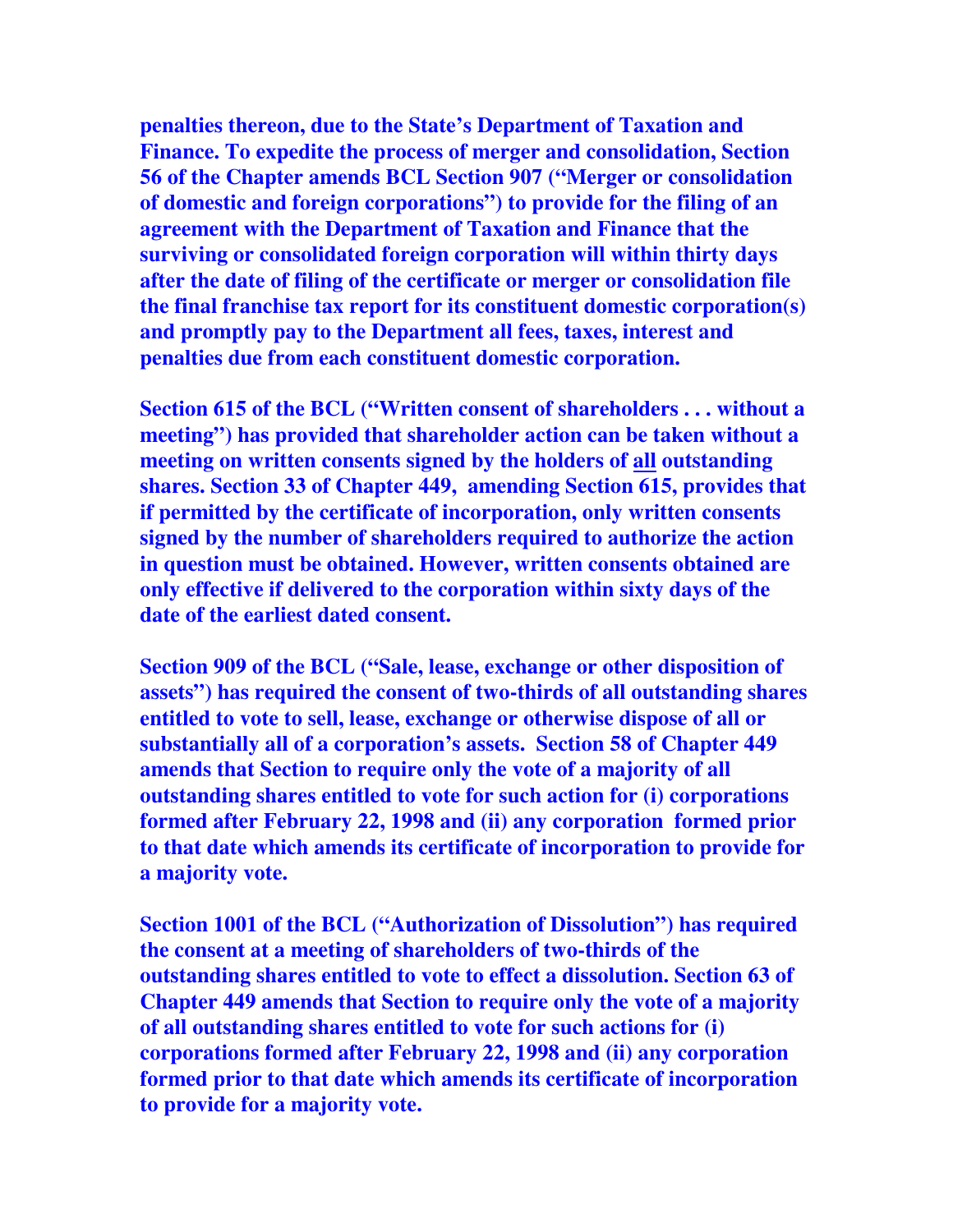**penalties thereon, due to the State's Department of Taxation and Finance. To expedite the process of merger and consolidation, Section 56 of the Chapter amends BCL Section 907 ("Merger or consolidation of domestic and foreign corporations") to provide for the filing of an agreement with the Department of Taxation and Finance that the surviving or consolidated foreign corporation will within thirty days after the date of filing of the certificate or merger or consolidation file the final franchise tax report for its constituent domestic corporation(s) and promptly pay to the Department all fees, taxes, interest and penalties due from each constituent domestic corporation.**

**Section 615 of the BCL ("Written consent of shareholders . . . without a meeting") has provided that shareholder action can be taken without a meeting on written consents signed by the holders of <u>all</u> outstanding shares. Section 33 of Chapter 449, amending Section 615, provides that if permitted by the certificate of incorporation, only written consents signed by the number of shareholders required to authorize the action in question must be obtained. However, written consents obtained are only effective if delivered to the corporation within sixty days of the date of the earliest dated consent.**

**Section 909 of the BCL ("Sale, lease, exchange or other disposition of assets") has required the consent of two-thirds of all outstanding shares entitled to vote to sell, lease, exchange or otherwise dispose of all or substantially all of a corporation's assets. Section 58 of Chapter 449 amends that Section to require only the vote of a majority of all outstanding shares entitled to vote for such action for (i) corporations formed after February 22, 1998 and (ii) any corporation formed prior to that date which amends its certificate of incorporation to provide for a majority vote.**

**Section 1001 of the BCL ("Authorization of Dissolution") has required the consent at a meeting of shareholders of two-thirds of the outstanding shares entitled to vote to effect a dissolution. Section 63 of Chapter 449 amends that Section to require only the vote of a majority of all outstanding shares entitled to vote for such actions for (i) corporations formed after February 22, 1998 and (ii) any corporation formed prior to that date which amends its certificate of incorporation to provide for a majority vote.**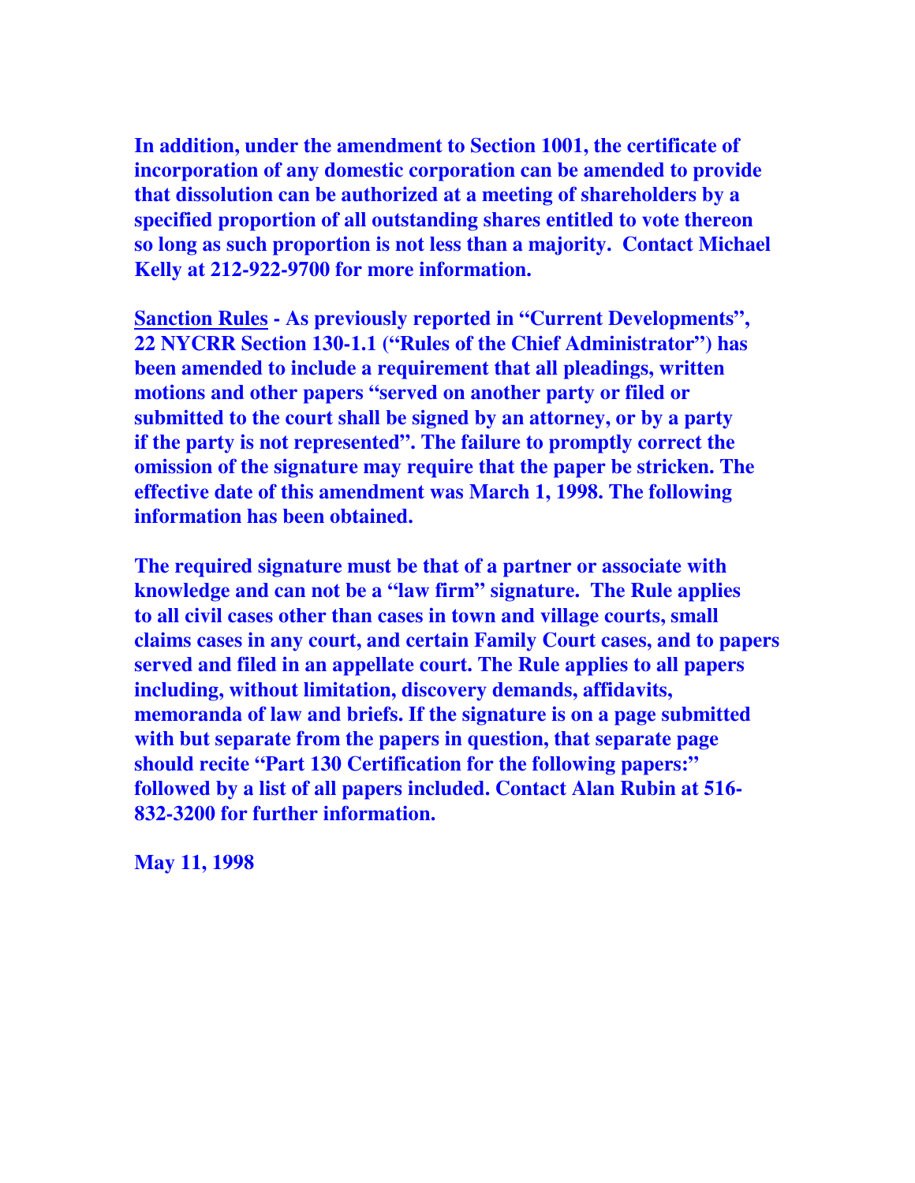**In addition, under the amendment to Section 1001, the certificate of incorporation of any domestic corporation can be amended to provide that dissolution can be authorized at a meeting of shareholders by a specified proportion of all outstanding shares entitled to vote thereon so long as such proportion is not less than a majority. Contact Michael Kelly at 212-922-9700 for more information.**

**<u>Sanction Rules</u> - As previously reported in "Current Developments", 22 NYCRR Section 130-1.1 ("Rules of the Chief Administrator") has been amended to include a requirement that all pleadings, written motions and other papers "served on another party or filed or submitted to the court shall be signed by an attorney, or by a party if the party is not represented". The failure to promptly correct the omission of the signature may require that the paper be stricken. The effective date of this amendment was March 1, 1998. The following information has been obtained.**

**The required signature must be that of a partner or associate with knowledge and can not be a "law firm" signature. The Rule applies to all civil cases other than cases in town and village courts, small claims cases in any court, and certain Family Court cases, and to papers served and filed in an appellate court. The Rule applies to all papers including, without limitation, discovery demands, affidavits, memoranda of law and briefs. If the signature is on a page submitted with but separate from the papers in question, that separate page should recite "Part 130 Certification for the following papers:" followed by a list of all papers included. Contact Alan Rubin at 516-832-3200 for further information.**

**May 11, 1998**